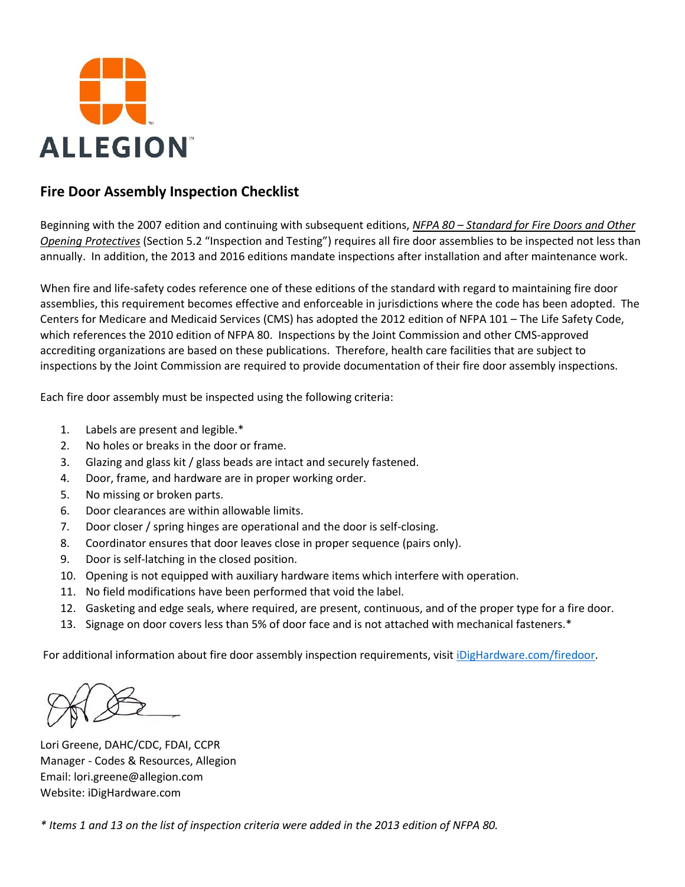ALLEGION™

## Fire Door Assembly Inspection Checklist

Beginning with the 2007 edition and continuing with subsequent editions, *NFPA 80 – Standard for Fire Doors and Other Opening Protectives* (Section 5.2 "Inspection and Testing") requires all fire door assemblies to be inspected not less than annually. In addition, the 2013 and 2016 editions mandate inspections after installation and after maintenance work.

When fire and life-safety codes reference one of these editions of the standard with regard to maintaining fire door assemblies, this requirement becomes effective and enforceable in jurisdictions where the code has been adopted. The Centers for Medicare and Medicaid Services (CMS) has adopted the 2012 edition of NFPA 101 – The Life Safety Code, which references the 2010 edition of NFPA 80. Inspections by the Joint Commission and other CMS-approved accrediting organizations are based on these publications. Therefore, health care facilities that are subject to inspections by the Joint Commission are required to provide documentation of their fire door assembly inspections.

Each fire door assembly must be inspected using the following criteria:

1. Labels are present and legible.*
2. No holes or breaks in the door or frame.
3. Glazing and glass kit / glass beads are intact and securely fastened.
4. Door, frame, and hardware are in proper working order.
5. No missing or broken parts.
6. Door clearances are within allowable limits.
7. Door closer / spring hinges are operational and the door is self-closing.
8. Coordinator ensures that door leaves close in proper sequence (pairs only).
9. Door is self-latching in the closed position.
10. Opening is not equipped with auxiliary hardware items which interfere with operation.
11. No field modifications have been performed that void the label.
12. Gasketing and edge seals, where required, are present, continuous, and of the proper type for a fire door.
13. Signage on door covers less than 5% of door face and is not attached with mechanical fasteners.*

For additional information about fire door assembly inspection requirements, visit [iDigHardware.com/firedoor](iDigHardware.com/firedoor).

Lori Greene, DAHC/CDC, FDAI, CCPR
Manager - Codes & Resources, Allegion
Email: lori.greene@allegion.com
Website: iDigHardware.com

*\* Items 1 and 13 on the list of inspection criteria were added in the 2013 edition of NFPA 80.*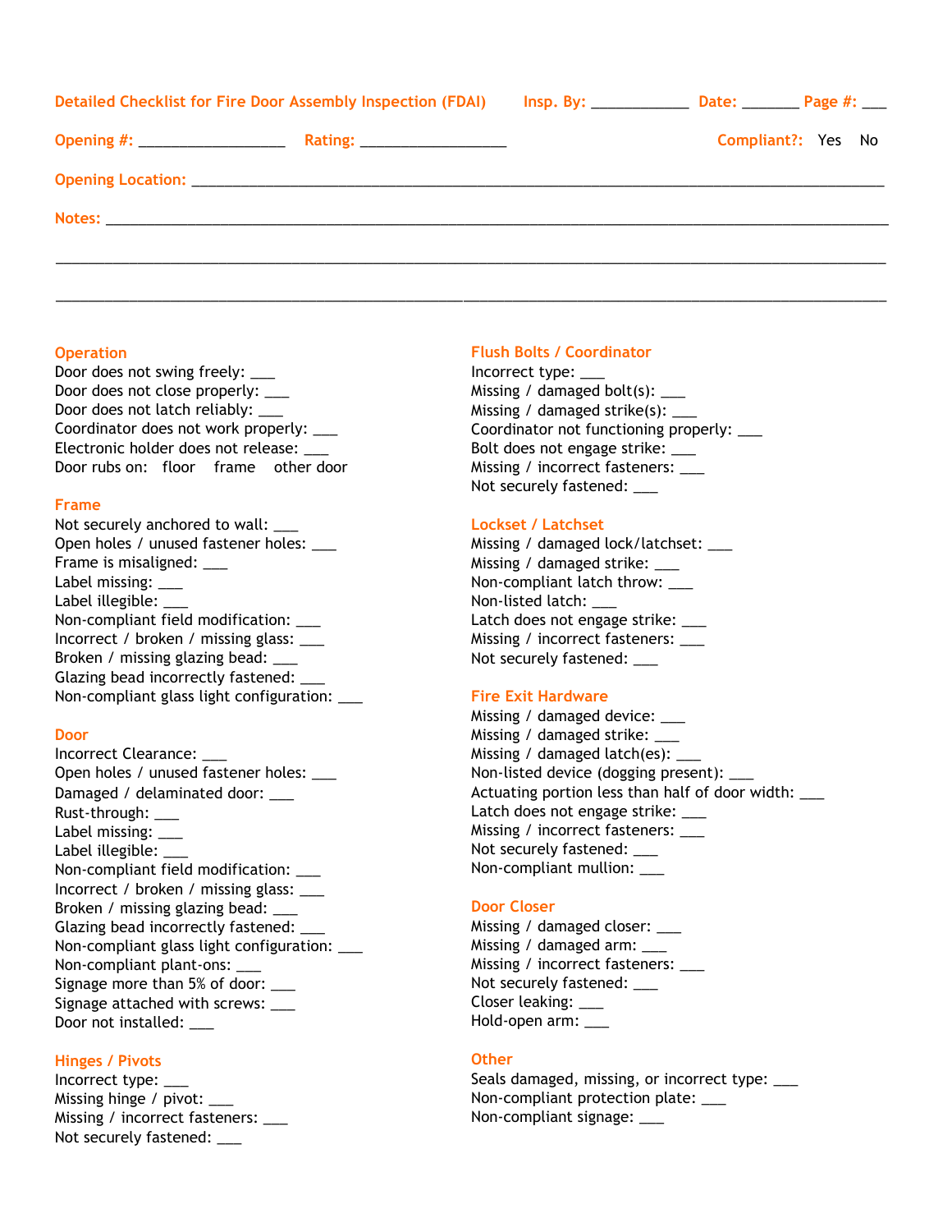**Detailed Checklist for Fire Door Assembly Inspection (FDAI)** **Insp. By:** ____________ **Date:** _______ **Page #:** ___

**Opening #:** __________________ **Rating:** __________________ **Compliant?:** Yes No

**Opening Location:** ________________________________________________________________________________

**Notes:** ____________________________________________________________________________________

____________________________________________________________________________________________

____________________________________________________________________________________________

### Operation

Door does not swing freely: ___
Door does not close properly: ___
Door does not latch reliably: ___
Coordinator does not work properly: ___
Electronic holder does not release: ___
Door rubs on: floor frame other door

### Frame

Not securely anchored to wall: ___
Open holes / unused fastener holes: ___
Frame is misaligned: ___
Label missing: ___
Label illegible: ___
Non-compliant field modification: ___
Incorrect / broken / missing glass: ___
Broken / missing glazing bead: ___
Glazing bead incorrectly fastened: ___
Non-compliant glass light configuration: ___

### Door

Incorrect Clearance: ___
Open holes / unused fastener holes: ___
Damaged / delaminated door: ___
Rust-through: ___
Label missing: ___
Label illegible: ___
Non-compliant field modification: ___
Incorrect / broken / missing glass: ___
Broken / missing glazing bead: ___
Glazing bead incorrectly fastened: ___
Non-compliant glass light configuration: ___
Non-compliant plant-ons: ___
Signage more than 5% of door: ___
Signage attached with screws: ___
Door not installed: ___

### Hinges / Pivots

Incorrect type: ___
Missing hinge / pivot: ___
Missing / incorrect fasteners: ___
Not securely fastened: ___

### Flush Bolts / Coordinator

Incorrect type: ___
Missing / damaged bolt(s): ___
Missing / damaged strike(s): ___
Coordinator not functioning properly: ___
Bolt does not engage strike: ___
Missing / incorrect fasteners: ___
Not securely fastened: ___

### Lockset / Latchset

Missing / damaged lock/latchset: ___
Missing / damaged strike: ___
Non-compliant latch throw: ___
Non-listed latch: ___
Latch does not engage strike: ___
Missing / incorrect fasteners: ___
Not securely fastened: ___

### Fire Exit Hardware

Missing / damaged device: ___
Missing / damaged strike: ___
Missing / damaged latch(es): ___
Non-listed device (dogging present): ___
Actuating portion less than half of door width: ___
Latch does not engage strike: ___
Missing / incorrect fasteners: ___
Not securely fastened: ___
Non-compliant mullion: ___

### Door Closer

Missing / damaged closer: ___
Missing / damaged arm: ___
Missing / incorrect fasteners: ___
Not securely fastened: ___
Closer leaking: ___
Hold-open arm: ___

### Other

Seals damaged, missing, or incorrect type: ___
Non-compliant protection plate: ___
Non-compliant signage: ___